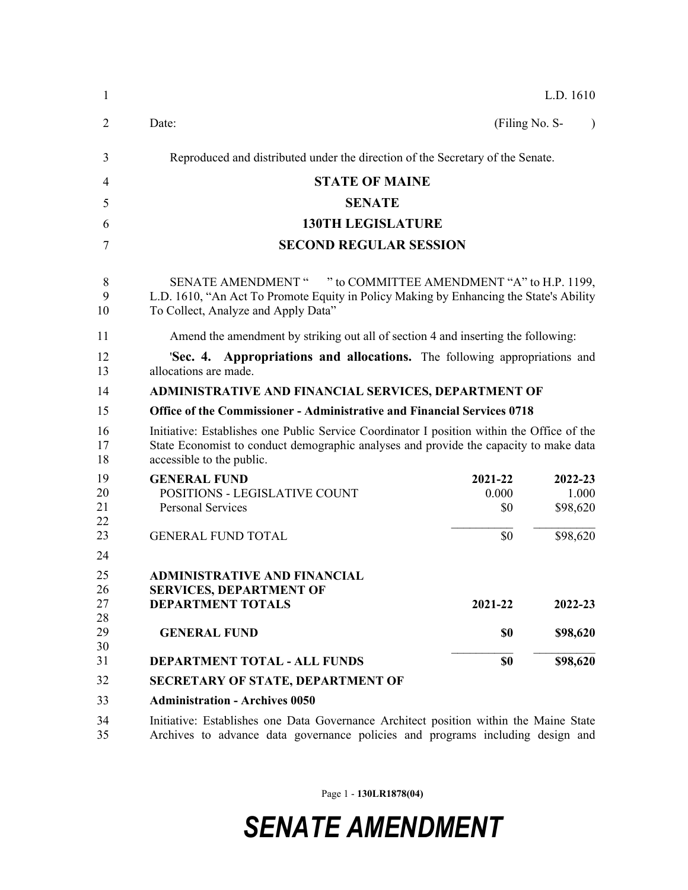L.D. 1610

Date: (Filing No. S- )

Reproduced and distributed under the direction of the Secretary of the Senate.

# STATE OF MAINE

## SENATE

## 130TH LEGISLATURE

## SECOND REGULAR SESSION

SENATE AMENDMENT " " to COMMITTEE AMENDMENT "A" to H.P. 1199, L.D. 1610, "An Act To Promote Equity in Policy Making by Enhancing the State's Ability To Collect, Analyze and Apply Data"

Amend the amendment by striking out all of section 4 and inserting the following:

'**Sec. 4. Appropriations and allocations.** The following appropriations and allocations are made.

**ADMINISTRATIVE AND FINANCIAL SERVICES, DEPARTMENT OF**

**Office of the Commissioner - Administrative and Financial Services 0718**

Initiative: Establishes one Public Service Coordinator I position within the Office of the State Economist to conduct demographic analyses and provide the capacity to make data accessible to the public.

| **GENERAL FUND** | **2021-22** | **2022-23** |
|---|---|---|
| POSITIONS - LEGISLATIVE COUNT | 0.000 | 1.000 |
| Personal Services | $0 | $98,620 |
| GENERAL FUND TOTAL | $0 | $98,620 |

| **ADMINISTRATIVE AND FINANCIAL SERVICES, DEPARTMENT OF DEPARTMENT TOTALS** | **2021-22** | **2022-23** |
|---|---|---|
| **GENERAL FUND** | **$0** | **$98,620** |
| **DEPARTMENT TOTAL - ALL FUNDS** | **$0** | **$98,620** |

**SECRETARY OF STATE, DEPARTMENT OF**

**Administration - Archives 0050**

Initiative: Establishes one Data Governance Architect position within the Maine State Archives to advance data governance policies and programs including design and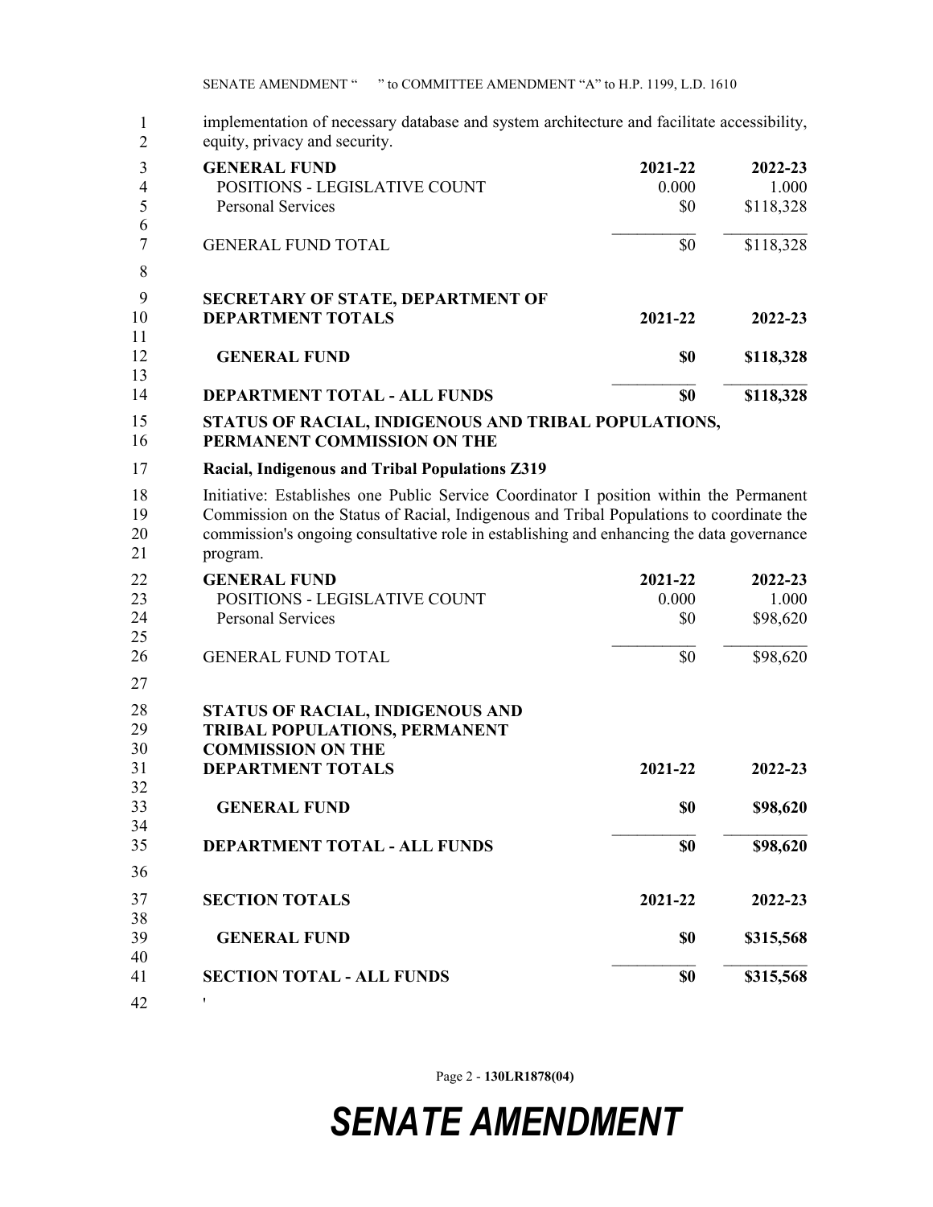implementation of necessary database and system architecture and facilitate accessibility, equity, privacy and security.

| GENERAL FUND | 2021-22 | 2022-23 |
|---|---|---|
| POSITIONS - LEGISLATIVE COUNT | 0.000 | 1.000 |
| Personal Services | $0 | $118,328 |
| GENERAL FUND TOTAL | $0 | $118,328 |

**SECRETARY OF STATE, DEPARTMENT OF**

| **DEPARTMENT TOTALS** | **2021-22** | **2022-23** |
|---|---|---|
| **GENERAL FUND** | **$0** | **$118,328** |
| **DEPARTMENT TOTAL - ALL FUNDS** | **$0** | **$118,328** |

**STATUS OF RACIAL, INDIGENOUS AND TRIBAL POPULATIONS, PERMANENT COMMISSION ON THE**

**Racial, Indigenous and Tribal Populations Z319**

Initiative: Establishes one Public Service Coordinator I position within the Permanent Commission on the Status of Racial, Indigenous and Tribal Populations to coordinate the commission's ongoing consultative role in establishing and enhancing the data governance program.

| GENERAL FUND | 2021-22 | 2022-23 |
|---|---|---|
| POSITIONS - LEGISLATIVE COUNT | 0.000 | 1.000 |
| Personal Services | $0 | $98,620 |
| GENERAL FUND TOTAL | $0 | $98,620 |

**STATUS OF RACIAL, INDIGENOUS AND TRIBAL POPULATIONS, PERMANENT COMMISSION ON THE**

| **DEPARTMENT TOTALS** | **2021-22** | **2022-23** |
|---|---|---|
| **GENERAL FUND** | **$0** | **$98,620** |
| **DEPARTMENT TOTAL - ALL FUNDS** | **$0** | **$98,620** |

| **SECTION TOTALS** | **2021-22** | **2022-23** |
|---|---|---|
| **GENERAL FUND** | **$0** | **$315,568** |
| **SECTION TOTAL - ALL FUNDS** | **$0** | **$315,568** |

'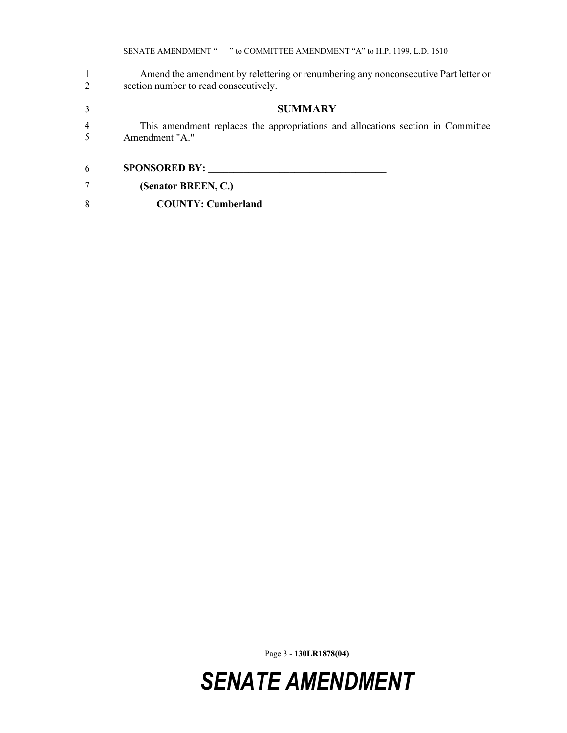Amend the amendment by relettering or renumbering any nonconsecutive Part letter or section number to read consecutively.

## SUMMARY

This amendment replaces the appropriations and allocations section in Committee Amendment "A."

**SPONSORED BY: ____________________________________**

**(Senator BREEN, C.)**

**COUNTY: Cumberland**

# *SENATE AMENDMENT*